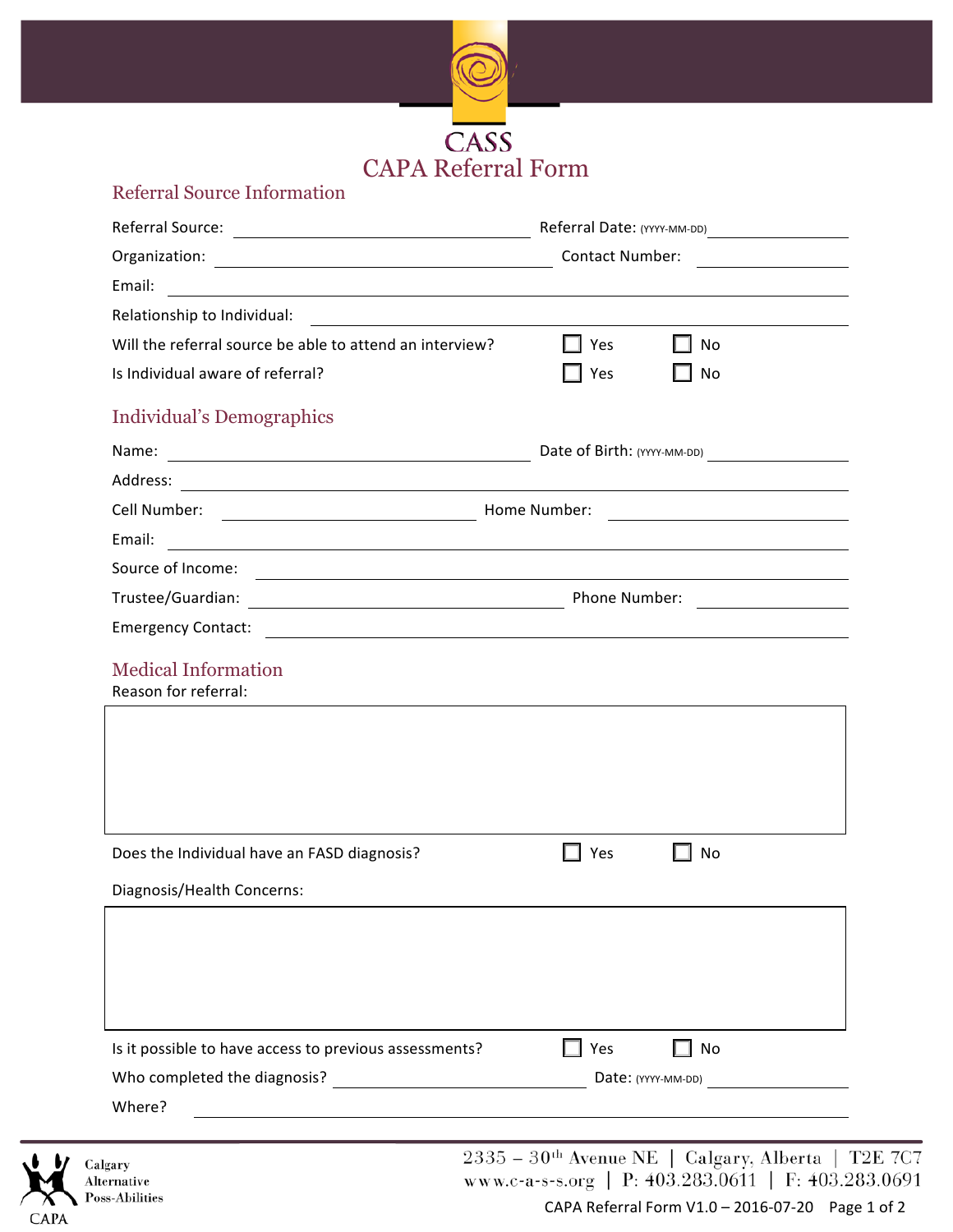# CASS

# CAPA Referral Form

## Referral Source Information

Referral Source: ______________________ Referral Date: (YYYY-MM-DD) ____________

Organization: ______________________ Contact Number: ____________

Email: ______________________

Relationship to Individual: ______________________

Will the referral source be able to attend an interview? ☐ Yes ☐ No

Is Individual aware of referral? ☐ Yes ☐ No

## Individual's Demographics

Name: ______________________ Date of Birth: (YYYY-MM-DD) ____________

Address: ______________________

Cell Number: ____________ Home Number: ____________

Email: ______________________

Source of Income: ______________________

Trustee/Guardian: ______________________ Phone Number: ____________

Emergency Contact: ______________________

## Medical Information

Reason for referral:

| |
|---|
| |

Does the Individual have an FASD diagnosis? ☐ Yes ☐ No

Diagnosis/Health Concerns:

| |
|---|
| |

Is it possible to have access to previous assessments? ☐ Yes ☐ No

Who completed the diagnosis? ______________________ Date: (YYYY-MM-DD) ____________

Where? ______________________

Calgary Alternative Poss-Abilities

CAPA

2335 – 30th Avenue NE | Calgary, Alberta | T2E 7C7
www.c-a-s-s.org | P: 403.283.0611 | F: 403.283.0691

CAPA Referral Form V1.0 – 2016-07-20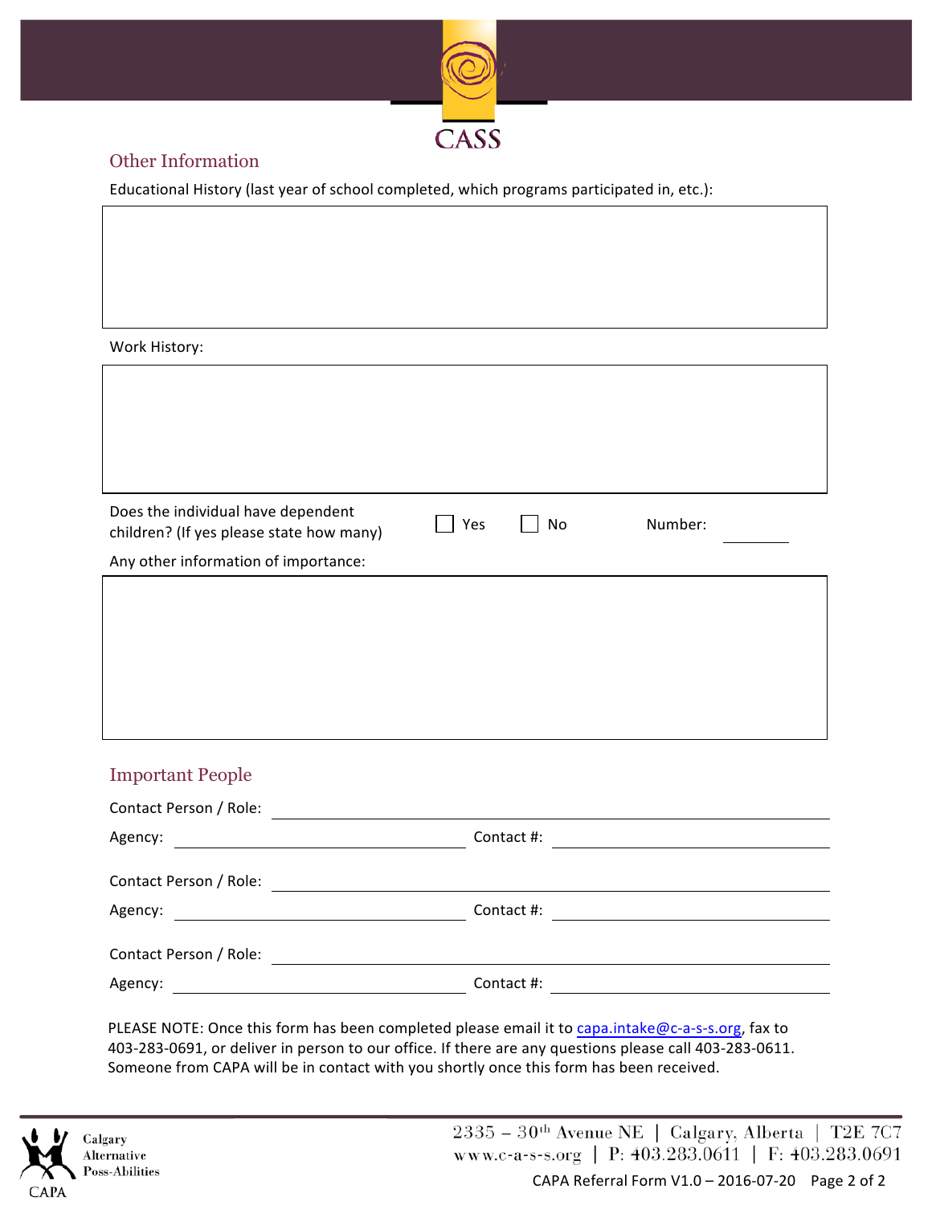CASS

## Other Information

Educational History (last year of school completed, which programs participated in, etc.):

Work History:

Does the individual have dependent children? (If yes please state how many) ☐ Yes ☐ No Number: ______

Any other information of importance:

## Important People

Contact Person / Role: ______________________

Agency: ______________ Contact #: ______________

Contact Person / Role: ______________________

Agency: ______________ Contact #: ______________

Contact Person / Role: ______________________

Agency: ______________ Contact #: ______________

PLEASE NOTE: Once this form has been completed please email it to capa.intake@c-a-s-s.org, fax to 403-283-0691, or deliver in person to our office. If there are any questions please call 403-283-0611. Someone from CAPA will be in contact with you shortly once this form has been received.

Calgary Alternative Poss-Abilities

CAPA

2335 – 30th Avenue NE | Calgary, Alberta | T2E 7C7
www.c-a-s-s.org | P: 403.283.0611 | F: 403.283.0691